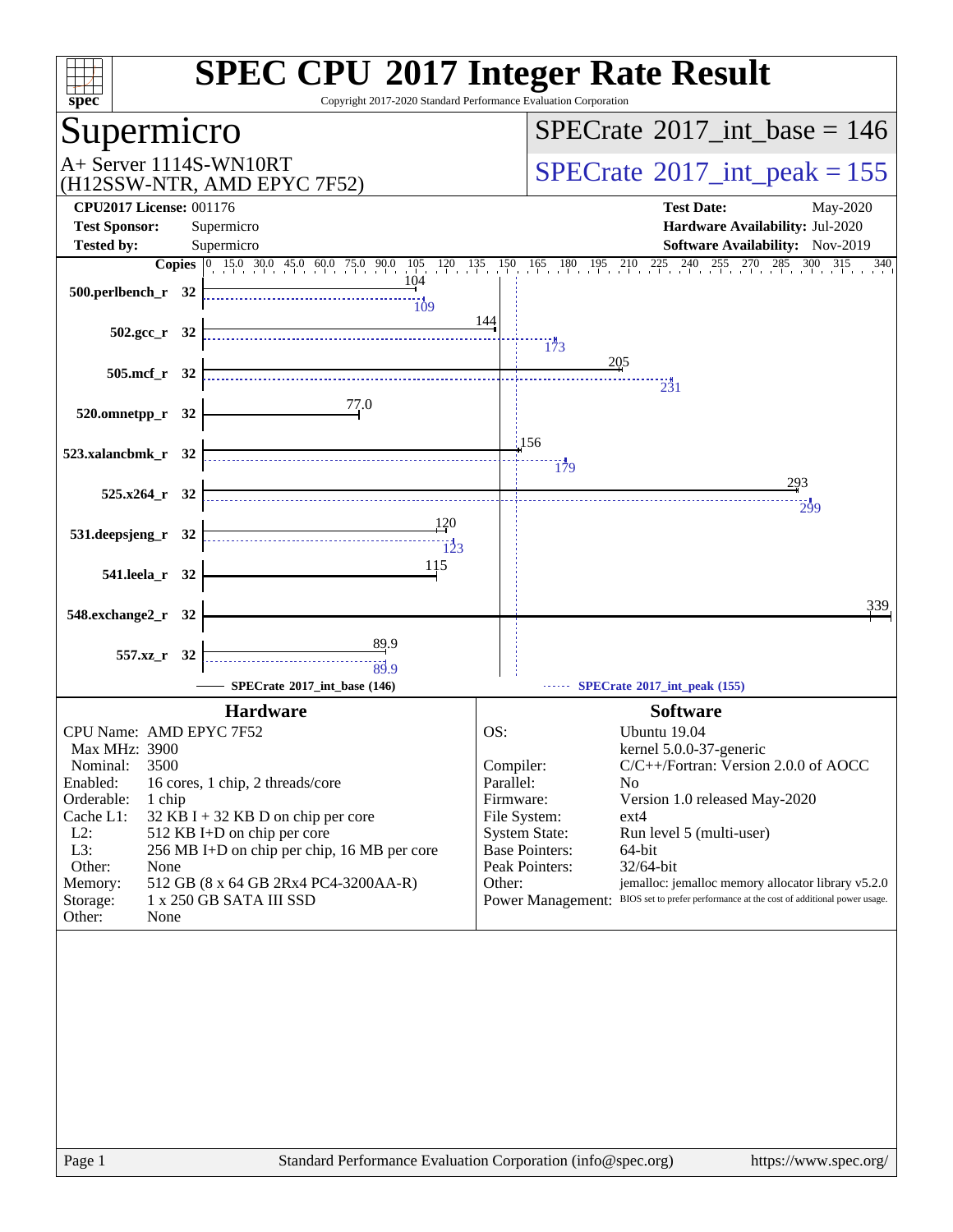# SPEC CPU 2017 Integer Rate Result

Copyright 2017-2020 Standard Performance Evaluation Corporation

## Supermicro

A+ Server 1114S-WN10RT
(H12SSW-NTR, AMD EPYC 7F52)

**SPECrate 2017_int_base = 146**

**SPECrate 2017_int_peak = 155**

| | | | |
|---|---|---|---|
| **CPU2017 License:** | 001176 | **Test Date:** | May-2020 |
| **Test Sponsor:** | Supermicro | **Hardware Availability:** | Jul-2020 |
| **Tested by:** | Supermicro | **Software Availability:** | Nov-2019 |

| Benchmark | Copies | SPECrate 2017_int_base (146) | SPECrate 2017_int_peak (155) |
|---|---|---|---|
| 500.perlbench_r | 32 | 104 | 109 |
| 502.gcc_r | 32 | 144 | 173 |
| 505.mcf_r | 32 | 205 | 231 |
| 520.omnetpp_r | 32 | 77.0 | |
| 523.xalancbmk_r | 32 | 156 | 179 |
| 525.x264_r | 32 | 293 | 299 |
| 531.deepsjeng_r | 32 | 120 | 123 |
| 541.leela_r | 32 | 115 | |
| 548.exchange2_r | 32 | 339 | |
| 557.xz_r | 32 | 89.9 | 89.9 |

### Hardware

| | |
|---|---|
| CPU Name: | AMD EPYC 7F52 |
| Max MHz: | 3900 |
| Nominal: | 3500 |
| Enabled: | 16 cores, 1 chip, 2 threads/core |
| Orderable: | 1 chip |
| Cache L1: | 32 KB I + 32 KB D on chip per core |
| L2: | 512 KB I+D on chip per core |
| L3: | 256 MB I+D on chip per chip, 16 MB per core |
| Other: | None |
| Memory: | 512 GB (8 x 64 GB 2Rx4 PC4-3200AA-R) |
| Storage: | 1 x 250 GB SATA III SSD |
| Other: | None |

### Software

| | |
|---|---|
| OS: | Ubuntu 19.04<br>kernel 5.0.0-37-generic |
| Compiler: | C/C++/Fortran: Version 2.0.0 of AOCC |
| Parallel: | No |
| Firmware: | Version 1.0 released May-2020 |
| File System: | ext4 |
| System State: | Run level 5 (multi-user) |
| Base Pointers: | 64-bit |
| Peak Pointers: | 32/64-bit |
| Other: | jemalloc: jemalloc memory allocator library v5.2.0 |
| Power Management: | BIOS set to prefer performance at the cost of additional power usage. |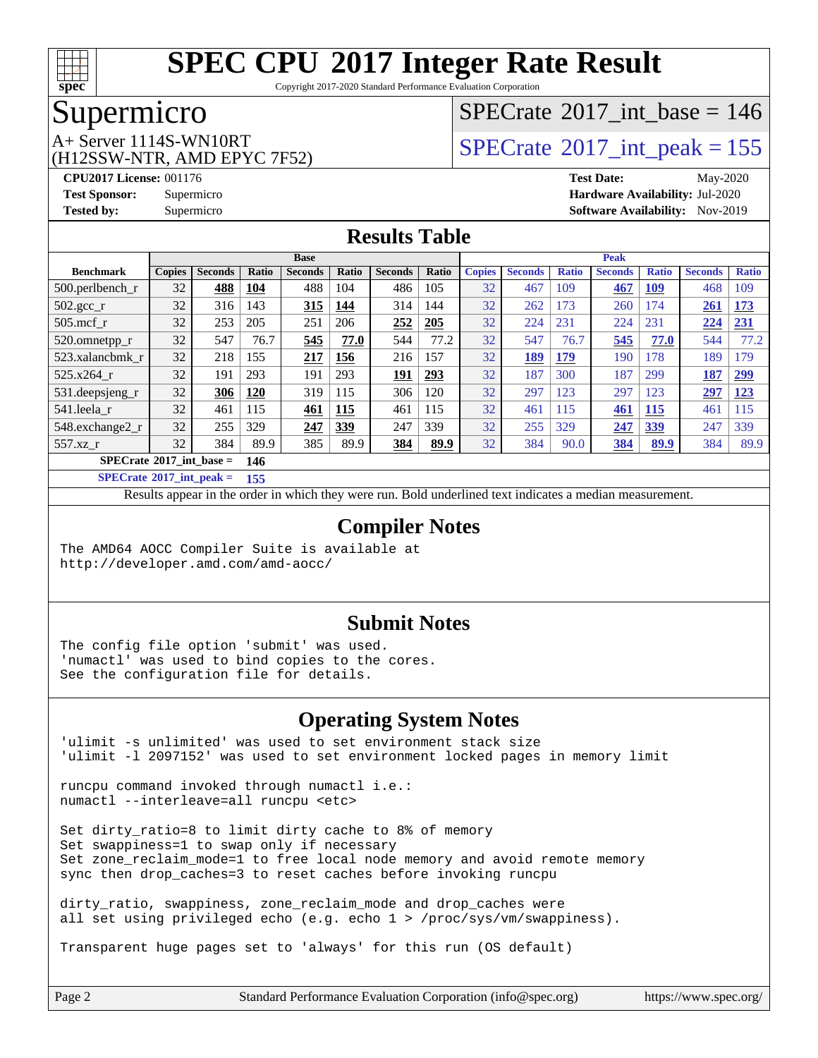# SPEC CPU 2017 Integer Rate Result

Copyright 2017-2020 Standard Performance Evaluation Corporation

## Supermicro

A+ Server 1114S-WN10RT
(H12SSW-NTR, AMD EPYC 7F52)

SPECrate 2017_int_base = 146

SPECrate 2017_int_peak = 155

**CPU2017 License:** 001176
**Test Sponsor:** Supermicro
**Tested by:** Supermicro

**Test Date:** May-2020
**Hardware Availability:** Jul-2020
**Software Availability:** Nov-2019

## Results Table

| Benchmark | Base | | | | | | | Peak | | | | | | |
|---|---|---|---|---|---|---|---|---|---|---|---|---|---|---|
| | Copies | Seconds | Ratio | Seconds | Ratio | Seconds | Ratio | Copies | Seconds | Ratio | Seconds | Ratio | Seconds | Ratio |
| 500.perlbench_r | 32 | **488** | **104** | 488 | 104 | 486 | 105 | 32 | 467 | 109 | **467** | **109** | 468 | 109 |
| 502.gcc_r | 32 | 316 | 143 | **315** | **144** | 314 | 144 | 32 | 262 | 173 | 260 | 174 | **261** | **173** |
| 505.mcf_r | 32 | 253 | 205 | 251 | 206 | **252** | **205** | 32 | 224 | 231 | 224 | 231 | **224** | **231** |
| 520.omnetpp_r | 32 | 547 | 76.7 | **545** | **77.0** | 544 | 77.2 | 32 | 547 | 76.7 | **545** | **77.0** | 544 | 77.2 |
| 523.xalancbmk_r | 32 | 218 | 155 | **217** | **156** | 216 | 157 | 32 | **189** | **179** | 190 | 178 | 189 | 179 |
| 525.x264_r | 32 | 191 | 293 | 191 | 293 | **191** | **293** | 32 | 187 | 300 | 187 | 299 | **187** | **299** |
| 531.deepsjeng_r | 32 | **306** | **120** | 319 | 115 | 306 | 120 | 32 | 297 | 123 | 297 | 123 | **297** | **123** |
| 541.leela_r | 32 | 461 | 115 | **461** | **115** | 461 | 115 | 32 | 461 | 115 | **461** | **115** | 461 | 115 |
| 548.exchange2_r | 32 | 255 | 329 | **247** | **339** | 247 | 339 | 32 | 255 | 329 | **247** | **339** | 247 | 339 |
| 557.xz_r | 32 | 384 | 89.9 | 385 | 89.9 | **384** | **89.9** | 32 | 384 | 90.0 | **384** | **89.9** | 384 | 89.9 |

**SPECrate 2017_int_base = 146**

**SPECrate 2017_int_peak = 155**

Results appear in the order in which they were run. Bold underlined text indicates a median measurement.

## Compiler Notes

```
The AMD64 AOCC Compiler Suite is available at
http://developer.amd.com/amd-aocc/
```

## Submit Notes

```
The config file option 'submit' was used.
'numactl' was used to bind copies to the cores.
See the configuration file for details.
```

## Operating System Notes

```
'ulimit -s unlimited' was used to set environment stack size
'ulimit -l 2097152' was used to set environment locked pages in memory limit

runcpu command invoked through numactl i.e.:
numactl --interleave=all runcpu <etc>

Set dirty_ratio=8 to limit dirty cache to 8% of memory
Set swappiness=1 to swap only if necessary
Set zone_reclaim_mode=1 to free local node memory and avoid remote memory
sync then drop_caches=3 to reset caches before invoking runcpu

dirty_ratio, swappiness, zone_reclaim_mode and drop_caches were
all set using privileged echo (e.g. echo 1 > /proc/sys/vm/swappiness).

Transparent huge pages set to 'always' for this run (OS default)
```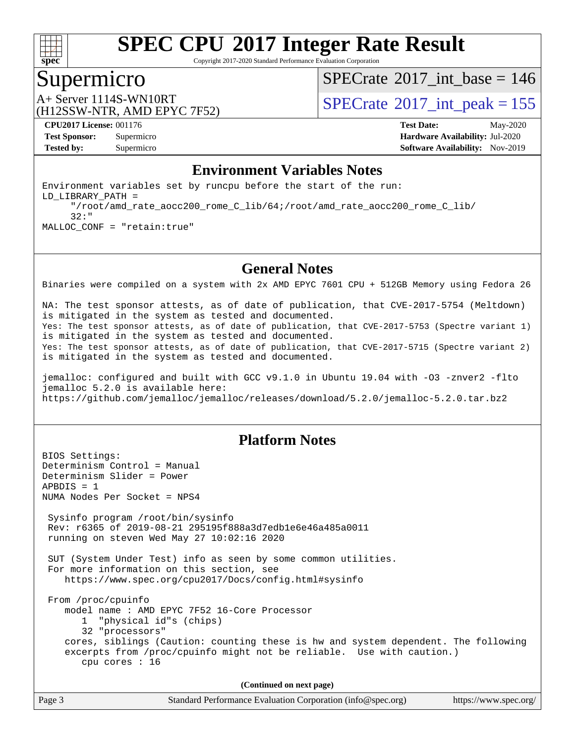# SPEC CPU 2017 Integer Rate Result

Copyright 2017-2020 Standard Performance Evaluation Corporation

## Supermicro

A+ Server 1114S-WN10RT
(H12SSW-NTR, AMD EPYC 7F52)

SPECrate 2017_int_base = 146

SPECrate 2017_int_peak = 155

| | | | |
|---|---|---|---|
| **CPU2017 License:** | 001176 | **Test Date:** | May-2020 |
| **Test Sponsor:** | Supermicro | **Hardware Availability:** | Jul-2020 |
| **Tested by:** | Supermicro | **Software Availability:** | Nov-2019 |

## Environment Variables Notes

```
Environment variables set by runcpu before the start of the run:
LD_LIBRARY_PATH =
     "/root/amd_rate_aocc200_rome_C_lib/64;/root/amd_rate_aocc200_rome_C_lib/
     32:"
MALLOC_CONF = "retain:true"
```

## General Notes

```
Binaries were compiled on a system with 2x AMD EPYC 7601 CPU + 512GB Memory using Fedora 26

NA: The test sponsor attests, as of date of publication, that CVE-2017-5754 (Meltdown)
is mitigated in the system as tested and documented.
Yes: The test sponsor attests, as of date of publication, that CVE-2017-5753 (Spectre variant 1)
is mitigated in the system as tested and documented.
Yes: The test sponsor attests, as of date of publication, that CVE-2017-5715 (Spectre variant 2)
is mitigated in the system as tested and documented.

jemalloc: configured and built with GCC v9.1.0 in Ubuntu 19.04 with -O3 -znver2 -flto
jemalloc 5.2.0 is available here:
https://github.com/jemalloc/jemalloc/releases/download/5.2.0/jemalloc-5.2.0.tar.bz2
```

## Platform Notes

```
BIOS Settings:
Determinism Control = Manual
Determinism Slider = Power
APBDIS = 1
NUMA Nodes Per Socket = NPS4

 Sysinfo program /root/bin/sysinfo
 Rev: r6365 of 2019-08-21 295195f888a3d7edb1e6e46a485a0011
 running on steven Wed May 27 10:02:16 2020

 SUT (System Under Test) info as seen by some common utilities.
 For more information on this section, see
    https://www.spec.org/cpu2017/Docs/config.html#sysinfo

 From /proc/cpuinfo
    model name : AMD EPYC 7F52 16-Core Processor
       1  "physical id"s (chips)
       32 "processors"
    cores, siblings (Caution: counting these is hw and system dependent. The following
    excerpts from /proc/cpuinfo might not be reliable.  Use with caution.)
       cpu cores : 16
```

**(Continued on next page)**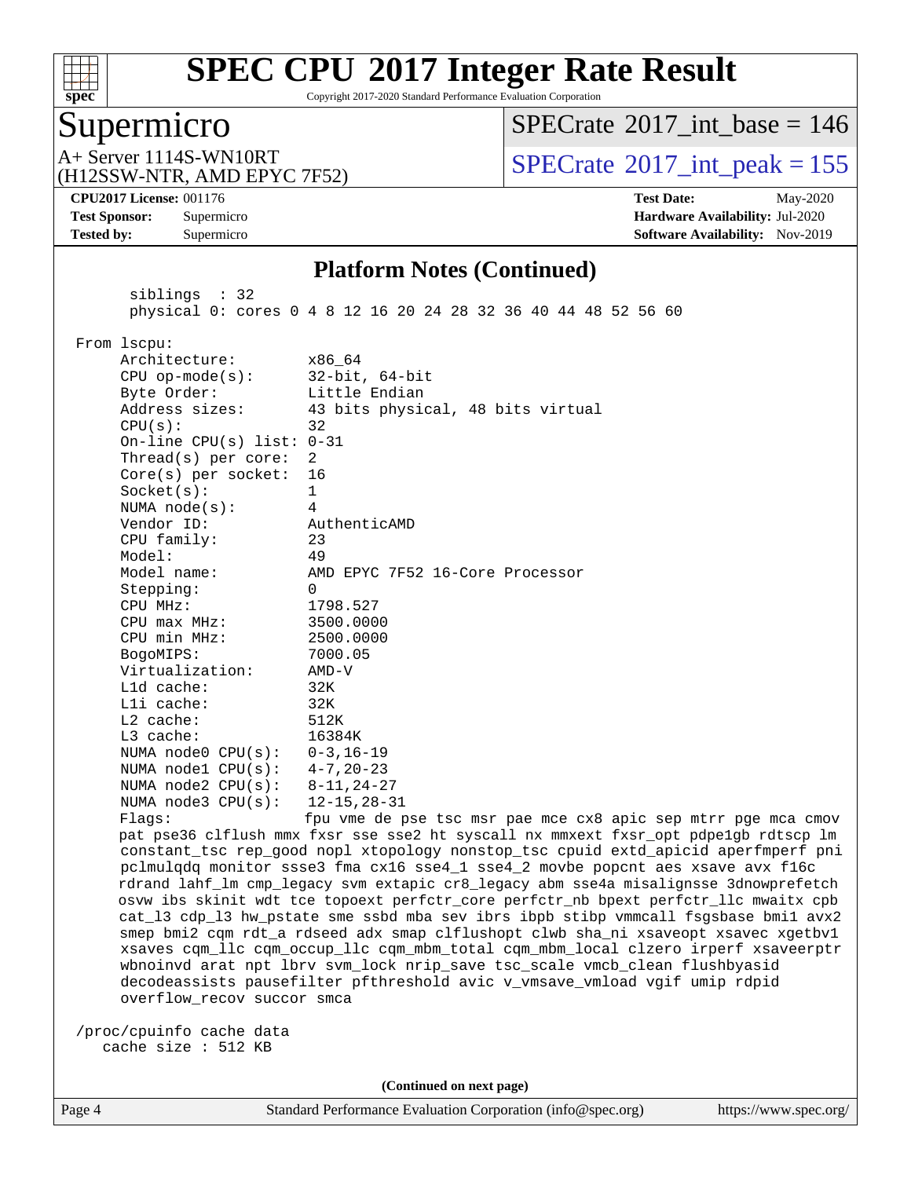## Platform Notes (Continued)

```
      siblings  : 32
      physical 0: cores 0 4 8 12 16 20 24 28 32 36 40 44 48 52 56 60

 From lscpu:
      Architecture:        x86_64
      CPU op-mode(s):      32-bit, 64-bit
      Byte Order:          Little Endian
      Address sizes:       43 bits physical, 48 bits virtual
      CPU(s):              32
      On-line CPU(s) list: 0-31
      Thread(s) per core:  2
      Core(s) per socket:  16
      Socket(s):           1
      NUMA node(s):        4
      Vendor ID:           AuthenticAMD
      CPU family:          23
      Model:               49
      Model name:          AMD EPYC 7F52 16-Core Processor
      Stepping:            0
      CPU MHz:             1798.527
      CPU max MHz:         3500.0000
      CPU min MHz:         2500.0000
      BogoMIPS:            7000.05
      Virtualization:      AMD-V
      L1d cache:           32K
      L1i cache:           32K
      L2 cache:            512K
      L3 cache:            16384K
      NUMA node0 CPU(s):   0-3,16-19
      NUMA node1 CPU(s):   4-7,20-23
      NUMA node2 CPU(s):   8-11,24-27
      NUMA node3 CPU(s):   12-15,28-31
      Flags:               fpu vme de pse tsc msr pae mce cx8 apic sep mtrr pge mca cmov
      pat pse36 clflush mmx fxsr sse sse2 ht syscall nx mmxext fxsr_opt pdpe1gb rdtscp lm
      constant_tsc rep_good nopl xtopology nonstop_tsc cpuid extd_apicid aperfmperf pni
      pclmulqdq monitor ssse3 fma cx16 sse4_1 sse4_2 movbe popcnt aes xsave avx f16c
      rdrand lahf_lm cmp_legacy svm extapic cr8_legacy abm sse4a misalignsse 3dnowprefetch
      osvw ibs skinit wdt tce topoext perfctr_core perfctr_nb bpext perfctr_llc mwaitx cpb
      cat_l3 cdp_l3 hw_pstate sme ssbd mba sev ibrs ibpb stibp vmmcall fsgsbase bmi1 avx2
      smep bmi2 cqm rdt_a rdseed adx smap clflushopt clwb sha_ni xsaveopt xsavec xgetbv1
      xsaves cqm_llc cqm_occup_llc cqm_mbm_total cqm_mbm_local clzero irperf xsaveerptr
      wbnoinvd arat npt lbrv svm_lock nrip_save tsc_scale vmcb_clean flushbyasid
      decodeassists pausefilter pfthreshold avic v_vmsave_vmload vgif umip rdpid
      overflow_recov succor smca

 /proc/cpuinfo cache data
    cache size : 512 KB
```

(Continued on next page)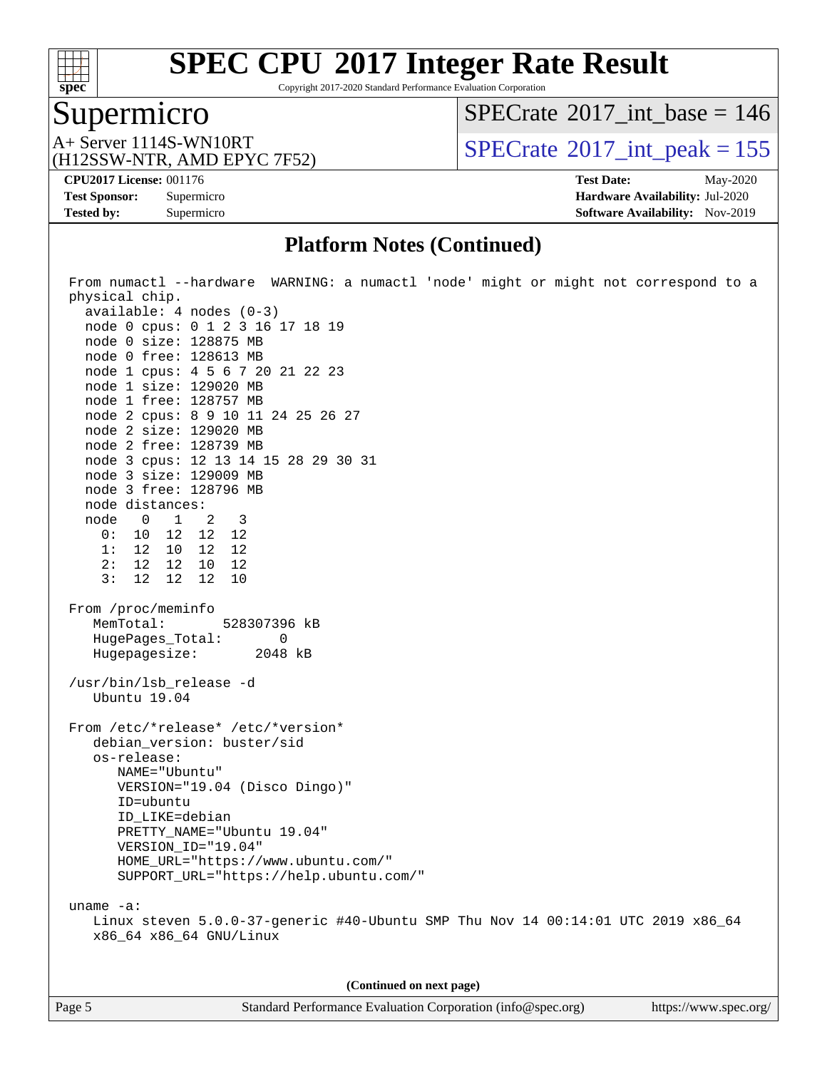## Platform Notes (Continued)

```
From numactl --hardware  WARNING: a numactl 'node' might or might not correspond to a
physical chip.
  available: 4 nodes (0-3)
  node 0 cpus: 0 1 2 3 16 17 18 19
  node 0 size: 128875 MB
  node 0 free: 128613 MB
  node 1 cpus: 4 5 6 7 20 21 22 23
  node 1 size: 129020 MB
  node 1 free: 128757 MB
  node 2 cpus: 8 9 10 11 24 25 26 27
  node 2 size: 129020 MB
  node 2 free: 128739 MB
  node 3 cpus: 12 13 14 15 28 29 30 31
  node 3 size: 129009 MB
  node 3 free: 128796 MB
  node distances:
  node   0   1   2   3
    0:  10  12  12  12
    1:  12  10  12  12
    2:  12  12  10  12
    3:  12  12  12  10

From /proc/meminfo
   MemTotal:       528307396 kB
   HugePages_Total:       0
   Hugepagesize:       2048 kB

/usr/bin/lsb_release -d
   Ubuntu 19.04

From /etc/*release* /etc/*version*
   debian_version: buster/sid
   os-release:
      NAME="Ubuntu"
      VERSION="19.04 (Disco Dingo)"
      ID=ubuntu
      ID_LIKE=debian
      PRETTY_NAME="Ubuntu 19.04"
      VERSION_ID="19.04"
      HOME_URL="https://www.ubuntu.com/"
      SUPPORT_URL="https://help.ubuntu.com/"

uname -a:
   Linux steven 5.0.0-37-generic #40-Ubuntu SMP Thu Nov 14 00:14:01 UTC 2019 x86_64
   x86_64 x86_64 GNU/Linux
```

(Continued on next page)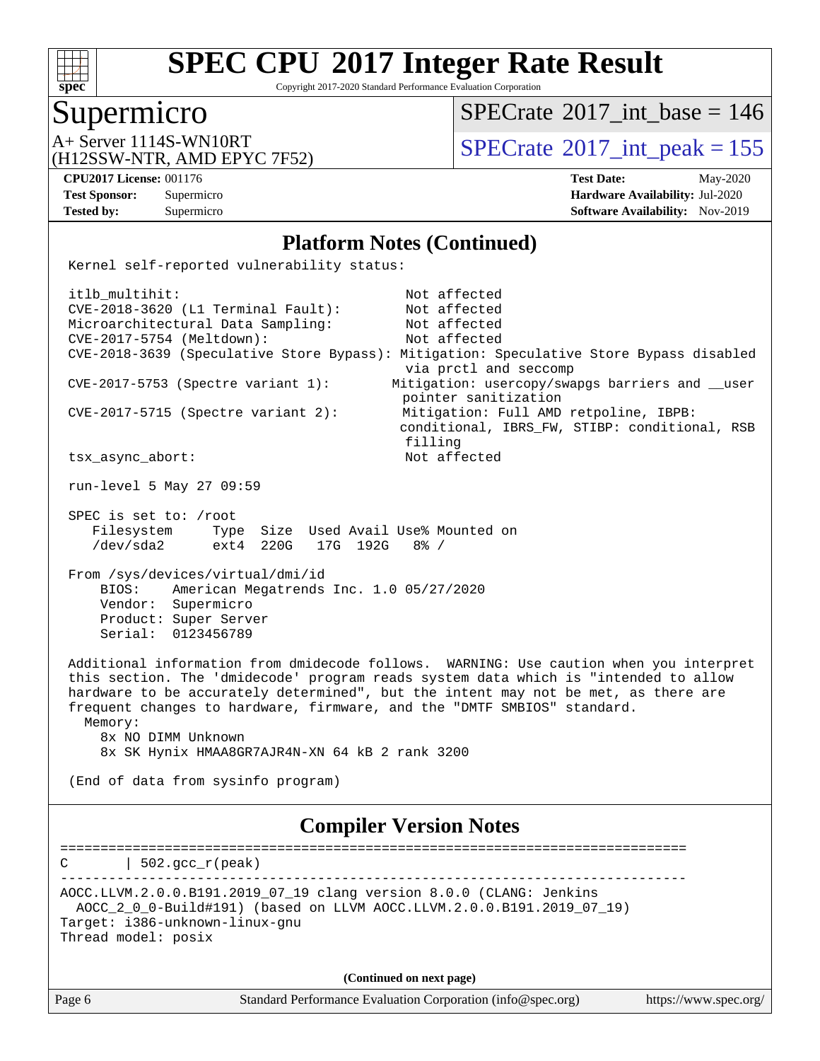# SPEC CPU 2017 Integer Rate Result

Copyright 2017-2020 Standard Performance Evaluation Corporation

## Supermicro

A+ Server 1114S-WN10RT
(H12SSW-NTR, AMD EPYC 7F52)

SPECrate 2017_int_base = 146

SPECrate 2017_int_peak = 155

**CPU2017 License:** 001176
**Test Sponsor:** Supermicro
**Tested by:** Supermicro

**Test Date:** May-2020
**Hardware Availability:** Jul-2020
**Software Availability:** Nov-2019

## Platform Notes (Continued)

```
Kernel self-reported vulnerability status:

itlb_multihit:                             Not affected
CVE-2018-3620 (L1 Terminal Fault):         Not affected
Microarchitectural Data Sampling:          Not affected
CVE-2017-5754 (Meltdown):                  Not affected
CVE-2018-3639 (Speculative Store Bypass): Mitigation: Speculative Store Bypass disabled
                                           via prctl and seccomp
CVE-2017-5753 (Spectre variant 1):        Mitigation: usercopy/swapgs barriers and __user
                                           pointer sanitization
CVE-2017-5715 (Spectre variant 2):         Mitigation: Full AMD retpoline, IBPB:
                                           conditional, IBRS_FW, STIBP: conditional, RSB
                                           filling
tsx_async_abort:                           Not affected

run-level 5 May 27 09:59

SPEC is set to: /root
   Filesystem     Type  Size  Used Avail Use% Mounted on
   /dev/sda2      ext4  220G   17G  192G   8% /

From /sys/devices/virtual/dmi/id
    BIOS:    American Megatrends Inc. 1.0 05/27/2020
    Vendor:  Supermicro
    Product: Super Server
    Serial:  0123456789

Additional information from dmidecode follows.  WARNING: Use caution when you interpret
this section. The 'dmidecode' program reads system data which is "intended to allow
hardware to be accurately determined", but the intent may not be met, as there are
frequent changes to hardware, firmware, and the "DMTF SMBIOS" standard.
  Memory:
    8x NO DIMM Unknown
    8x SK Hynix HMAA8GR7AJR4N-XN 64 kB 2 rank 3200

(End of data from sysinfo program)
```

## Compiler Version Notes

```
==============================================================================
C       | 502.gcc_r(peak)
------------------------------------------------------------------------------
AOCC.LLVM.2.0.0.B191.2019_07_19 clang version 8.0.0 (CLANG: Jenkins
  AOCC_2_0_0-Build#191) (based on LLVM AOCC.LLVM.2.0.0.B191.2019_07_19)
Target: i386-unknown-linux-gnu
Thread model: posix
```

**(Continued on next page)**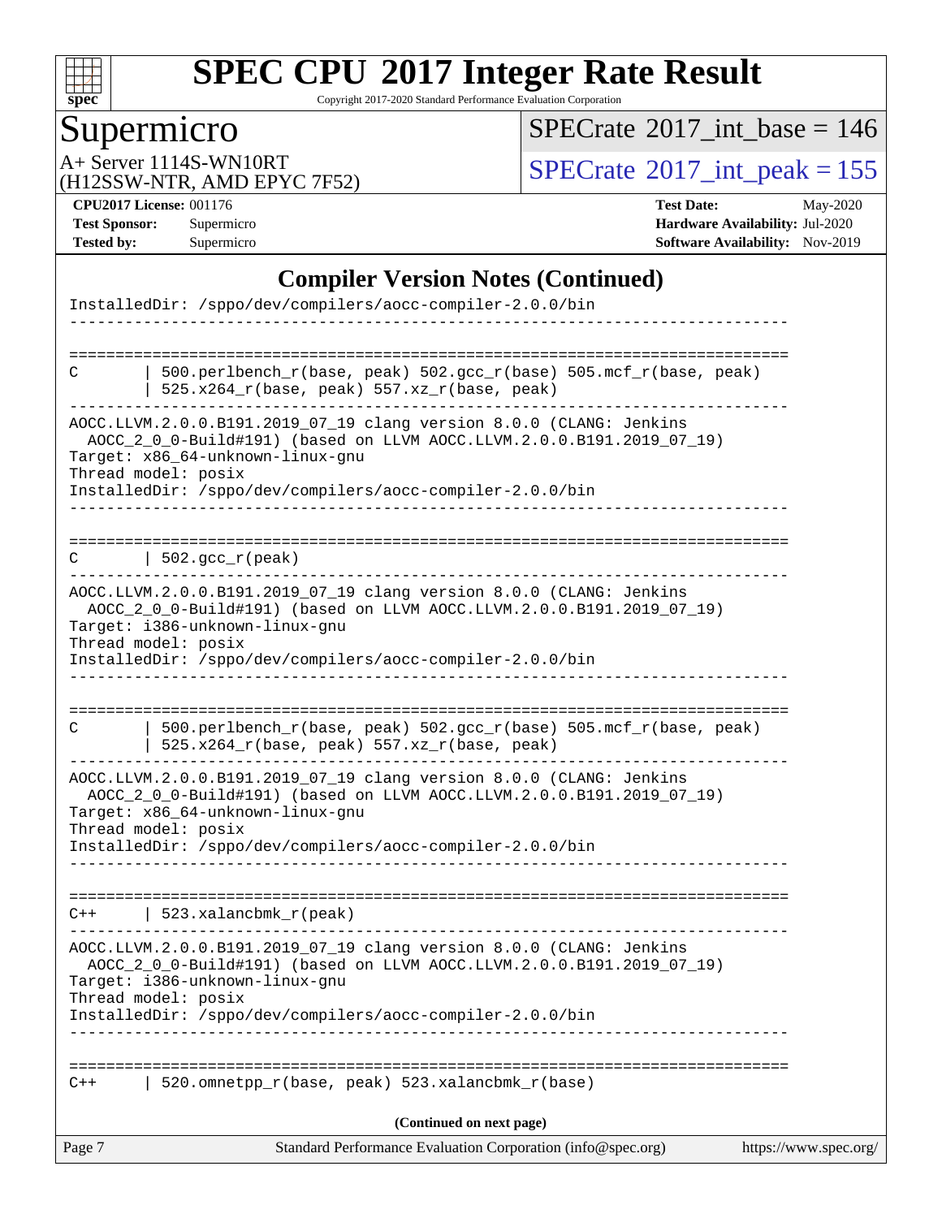## Compiler Version Notes (Continued)

```
InstalledDir: /sppo/dev/compilers/aocc-compiler-2.0.0/bin
------------------------------------------------------------------------------

==============================================================================
C       | 500.perlbench_r(base, peak) 502.gcc_r(base) 505.mcf_r(base, peak)
        | 525.x264_r(base, peak) 557.xz_r(base, peak)
------------------------------------------------------------------------------
AOCC.LLVM.2.0.0.B191.2019_07_19 clang version 8.0.0 (CLANG: Jenkins
  AOCC_2_0_0-Build#191) (based on LLVM AOCC.LLVM.2.0.0.B191.2019_07_19)
Target: x86_64-unknown-linux-gnu
Thread model: posix
InstalledDir: /sppo/dev/compilers/aocc-compiler-2.0.0/bin
------------------------------------------------------------------------------

==============================================================================
C       | 502.gcc_r(peak)
------------------------------------------------------------------------------
AOCC.LLVM.2.0.0.B191.2019_07_19 clang version 8.0.0 (CLANG: Jenkins
  AOCC_2_0_0-Build#191) (based on LLVM AOCC.LLVM.2.0.0.B191.2019_07_19)
Target: i386-unknown-linux-gnu
Thread model: posix
InstalledDir: /sppo/dev/compilers/aocc-compiler-2.0.0/bin
------------------------------------------------------------------------------

==============================================================================
C       | 500.perlbench_r(base, peak) 502.gcc_r(base) 505.mcf_r(base, peak)
        | 525.x264_r(base, peak) 557.xz_r(base, peak)
------------------------------------------------------------------------------
AOCC.LLVM.2.0.0.B191.2019_07_19 clang version 8.0.0 (CLANG: Jenkins
  AOCC_2_0_0-Build#191) (based on LLVM AOCC.LLVM.2.0.0.B191.2019_07_19)
Target: x86_64-unknown-linux-gnu
Thread model: posix
InstalledDir: /sppo/dev/compilers/aocc-compiler-2.0.0/bin
------------------------------------------------------------------------------

==============================================================================
C++     | 523.xalancbmk_r(peak)
------------------------------------------------------------------------------
AOCC.LLVM.2.0.0.B191.2019_07_19 clang version 8.0.0 (CLANG: Jenkins
  AOCC_2_0_0-Build#191) (based on LLVM AOCC.LLVM.2.0.0.B191.2019_07_19)
Target: i386-unknown-linux-gnu
Thread model: posix
InstalledDir: /sppo/dev/compilers/aocc-compiler-2.0.0/bin
------------------------------------------------------------------------------

==============================================================================
C++     | 520.omnetpp_r(base, peak) 523.xalancbmk_r(base)
```

(Continued on next page)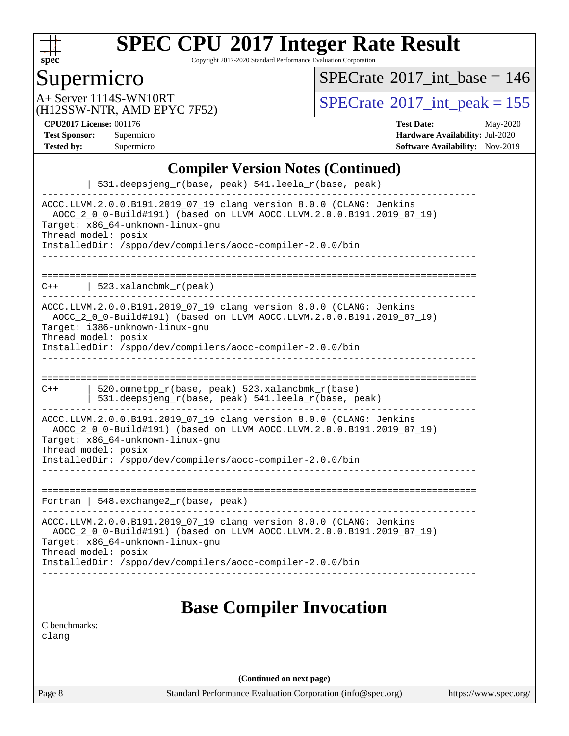## Compiler Version Notes (Continued)

```
        | 531.deepsjeng_r(base, peak) 541.leela_r(base, peak)
------------------------------------------------------------------------------
AOCC.LLVM.2.0.0.B191.2019_07_19 clang version 8.0.0 (CLANG: Jenkins
  AOCC_2_0_0-Build#191) (based on LLVM AOCC.LLVM.2.0.0.B191.2019_07_19)
Target: x86_64-unknown-linux-gnu
Thread model: posix
InstalledDir: /sppo/dev/compilers/aocc-compiler-2.0.0/bin
------------------------------------------------------------------------------

==============================================================================
C++     | 523.xalancbmk_r(peak)
------------------------------------------------------------------------------
AOCC.LLVM.2.0.0.B191.2019_07_19 clang version 8.0.0 (CLANG: Jenkins
  AOCC_2_0_0-Build#191) (based on LLVM AOCC.LLVM.2.0.0.B191.2019_07_19)
Target: i386-unknown-linux-gnu
Thread model: posix
InstalledDir: /sppo/dev/compilers/aocc-compiler-2.0.0/bin
------------------------------------------------------------------------------

==============================================================================
C++     | 520.omnetpp_r(base, peak) 523.xalancbmk_r(base)
        | 531.deepsjeng_r(base, peak) 541.leela_r(base, peak)
------------------------------------------------------------------------------
AOCC.LLVM.2.0.0.B191.2019_07_19 clang version 8.0.0 (CLANG: Jenkins
  AOCC_2_0_0-Build#191) (based on LLVM AOCC.LLVM.2.0.0.B191.2019_07_19)
Target: x86_64-unknown-linux-gnu
Thread model: posix
InstalledDir: /sppo/dev/compilers/aocc-compiler-2.0.0/bin
------------------------------------------------------------------------------

==============================================================================
Fortran | 548.exchange2_r(base, peak)
------------------------------------------------------------------------------
AOCC.LLVM.2.0.0.B191.2019_07_19 clang version 8.0.0 (CLANG: Jenkins
  AOCC_2_0_0-Build#191) (based on LLVM AOCC.LLVM.2.0.0.B191.2019_07_19)
Target: x86_64-unknown-linux-gnu
Thread model: posix
InstalledDir: /sppo/dev/compilers/aocc-compiler-2.0.0/bin
------------------------------------------------------------------------------
```

## Base Compiler Invocation

C benchmarks:
clang

**(Continued on next page)**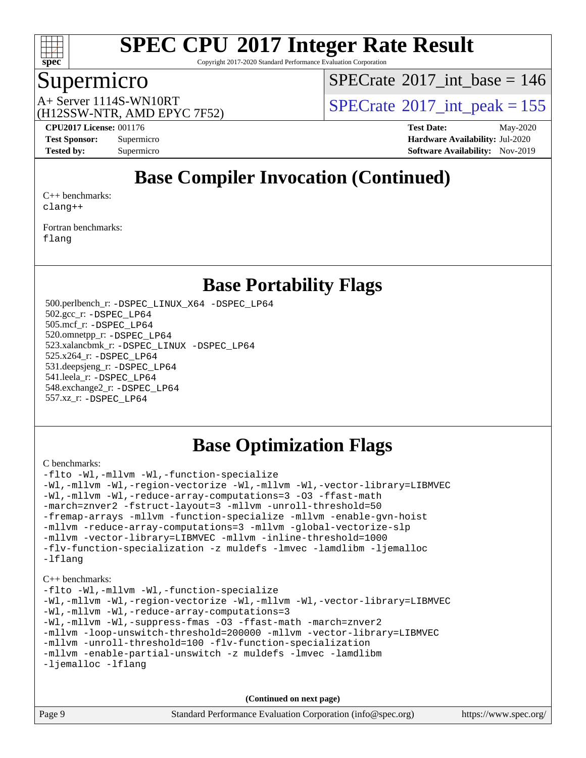# Base Compiler Invocation (Continued)

C++ benchmarks:
clang++

Fortran benchmarks:
flang

# Base Portability Flags

500.perlbench_r: -DSPEC_LINUX_X64 -DSPEC_LP64
502.gcc_r: -DSPEC_LP64
505.mcf_r: -DSPEC_LP64
520.omnetpp_r: -DSPEC_LP64
523.xalancbmk_r: -DSPEC_LINUX -DSPEC_LP64
525.x264_r: -DSPEC_LP64
531.deepsjeng_r: -DSPEC_LP64
541.leela_r: -DSPEC_LP64
548.exchange2_r: -DSPEC_LP64
557.xz_r: -DSPEC_LP64

# Base Optimization Flags

C benchmarks:

```
-flto -Wl,-mllvm -Wl,-function-specialize
-Wl,-mllvm -Wl,-region-vectorize -Wl,-mllvm -Wl,-vector-library=LIBMVEC
-Wl,-mllvm -Wl,-reduce-array-computations=3 -O3 -ffast-math
-march=znver2 -fstruct-layout=3 -mllvm -unroll-threshold=50
-fremap-arrays -mllvm -function-specialize -mllvm -enable-gvn-hoist
-mllvm -reduce-array-computations=3 -mllvm -global-vectorize-slp
-mllvm -vector-library=LIBMVEC -mllvm -inline-threshold=1000
-flv-function-specialization -z muldefs -lmvec -lamdlibm -ljemalloc
-lflang
```

C++ benchmarks:

```
-flto -Wl,-mllvm -Wl,-function-specialize
-Wl,-mllvm -Wl,-region-vectorize -Wl,-mllvm -Wl,-vector-library=LIBMVEC
-Wl,-mllvm -Wl,-reduce-array-computations=3
-Wl,-mllvm -Wl,-suppress-fmas -O3 -ffast-math -march=znver2
-mllvm -loop-unswitch-threshold=200000 -mllvm -vector-library=LIBMVEC
-mllvm -unroll-threshold=100 -flv-function-specialization
-mllvm -enable-partial-unswitch -z muldefs -lmvec -lamdlibm
-ljemalloc -lflang
```

(Continued on next page)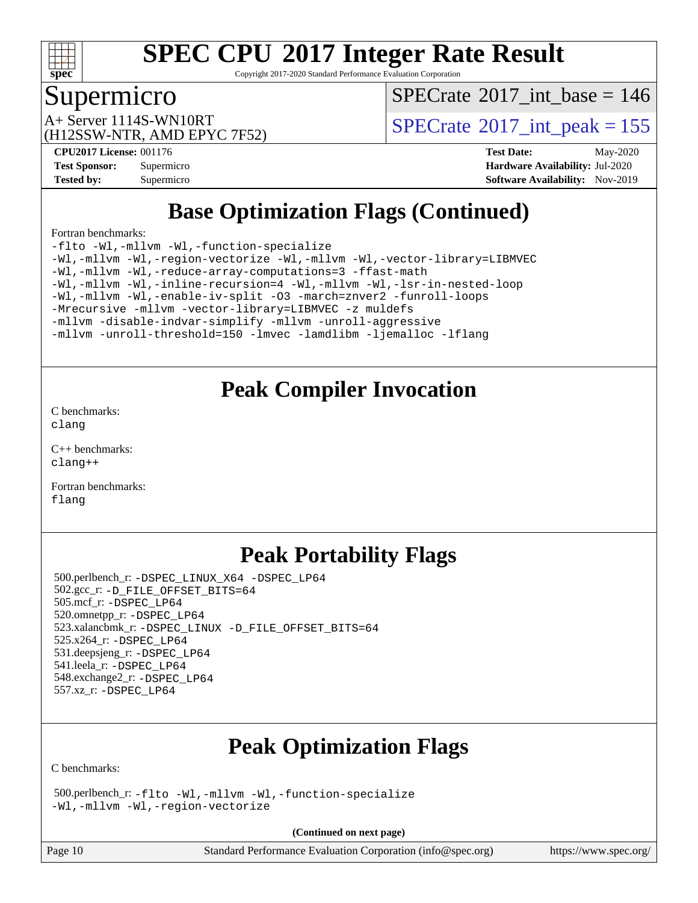# Base Optimization Flags (Continued)

Fortran benchmarks:

```
-flto -Wl,-mllvm -Wl,-function-specialize
-Wl,-mllvm -Wl,-region-vectorize -Wl,-mllvm -Wl,-vector-library=LIBMVEC
-Wl,-mllvm -Wl,-reduce-array-computations=3 -ffast-math
-Wl,-mllvm -Wl,-inline-recursion=4 -Wl,-mllvm -Wl,-lsr-in-nested-loop
-Wl,-mllvm -Wl,-enable-iv-split -O3 -march=znver2 -funroll-loops
-Mrecursive -mllvm -vector-library=LIBMVEC -z muldefs
-mllvm -disable-indvar-simplify -mllvm -unroll-aggressive
-mllvm -unroll-threshold=150 -lmvec -lamdlibm -ljemalloc -lflang
```

# Peak Compiler Invocation

C benchmarks:
`clang`

C++ benchmarks:
`clang++`

Fortran benchmarks:
`flang`

# Peak Portability Flags

500.perlbench_r: `-DSPEC_LINUX_X64 -DSPEC_LP64`
502.gcc_r: `-D_FILE_OFFSET_BITS=64`
505.mcf_r: `-DSPEC_LP64`
520.omnetpp_r: `-DSPEC_LP64`
523.xalancbmk_r: `-DSPEC_LINUX -D_FILE_OFFSET_BITS=64`
525.x264_r: `-DSPEC_LP64`
531.deepsjeng_r: `-DSPEC_LP64`
541.leela_r: `-DSPEC_LP64`
548.exchange2_r: `-DSPEC_LP64`
557.xz_r: `-DSPEC_LP64`

# Peak Optimization Flags

C benchmarks:

500.perlbench_r: `-flto -Wl,-mllvm -Wl,-function-specialize -Wl,-mllvm -Wl,-region-vectorize`

(Continued on next page)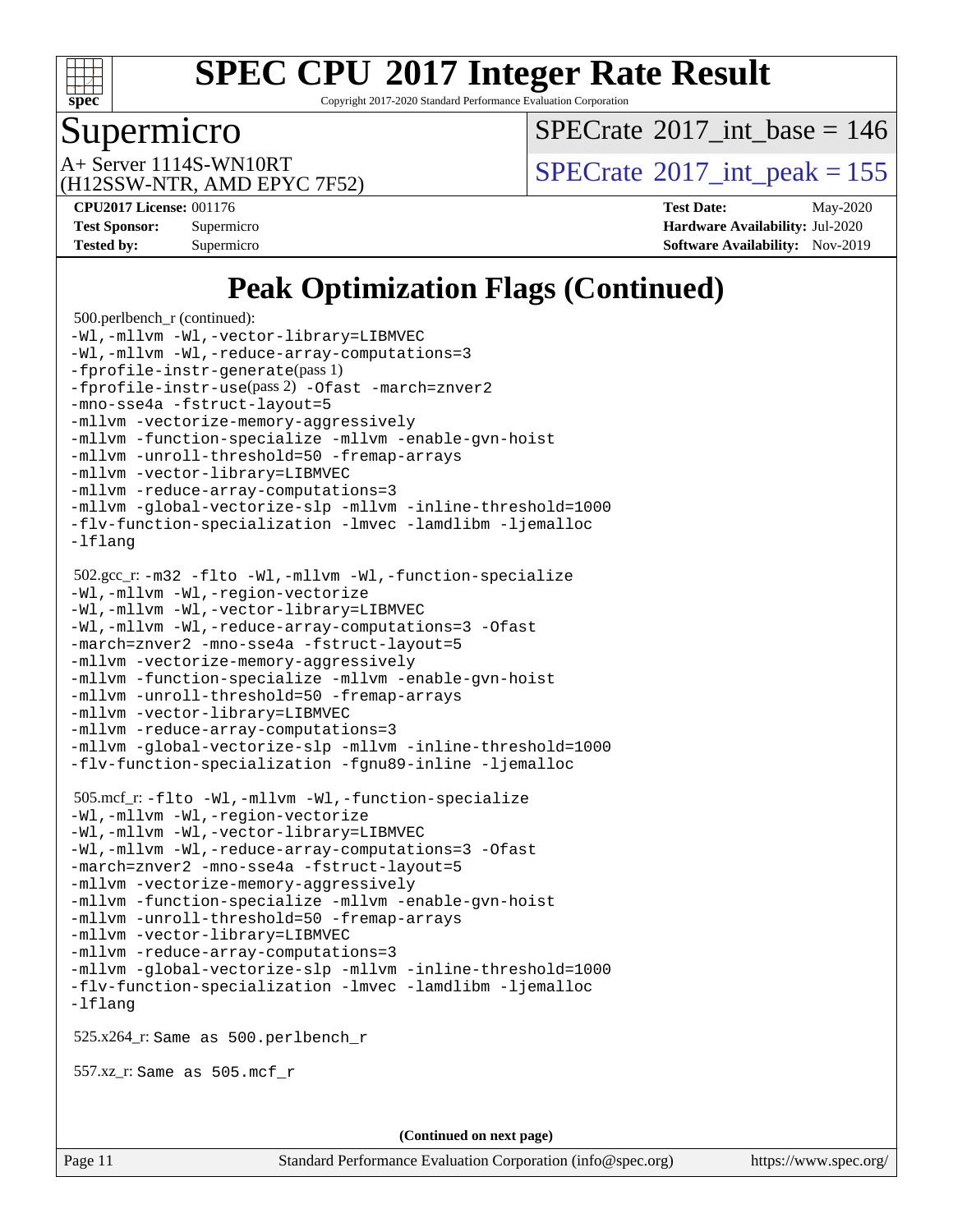# SPEC CPU 2017 Integer Rate Result

Copyright 2017-2020 Standard Performance Evaluation Corporation

## Supermicro

A+ Server 1114S-WN10RT
(H12SSW-NTR, AMD EPYC 7F52)

SPECrate 2017_int_base = 146

SPECrate 2017_int_peak = 155

**CPU2017 License:** 001176
**Test Sponsor:** Supermicro
**Tested by:** Supermicro

**Test Date:** May-2020
**Hardware Availability:** Jul-2020
**Software Availability:** Nov-2019

## Peak Optimization Flags (Continued)

500.perlbench_r (continued):
```
-Wl,-mllvm -Wl,-vector-library=LIBMVEC
-Wl,-mllvm -Wl,-reduce-array-computations=3
-fprofile-instr-generate(pass 1)
-fprofile-instr-use(pass 2) -Ofast -march=znver2
-mno-sse4a -fstruct-layout=5
-mllvm -vectorize-memory-aggressively
-mllvm -function-specialize -mllvm -enable-gvn-hoist
-mllvm -unroll-threshold=50 -fremap-arrays
-mllvm -vector-library=LIBMVEC
-mllvm -reduce-array-computations=3
-mllvm -global-vectorize-slp -mllvm -inline-threshold=1000
-flv-function-specialization -lmvec -lamdlibm -ljemalloc
-lflang
```

502.gcc_r:
```
-m32 -flto -Wl,-mllvm -Wl,-function-specialize
-Wl,-mllvm -Wl,-region-vectorize
-Wl,-mllvm -Wl,-vector-library=LIBMVEC
-Wl,-mllvm -Wl,-reduce-array-computations=3 -Ofast
-march=znver2 -mno-sse4a -fstruct-layout=5
-mllvm -vectorize-memory-aggressively
-mllvm -function-specialize -mllvm -enable-gvn-hoist
-mllvm -unroll-threshold=50 -fremap-arrays
-mllvm -vector-library=LIBMVEC
-mllvm -reduce-array-computations=3
-mllvm -global-vectorize-slp -mllvm -inline-threshold=1000
-flv-function-specialization -fgnu89-inline -ljemalloc
```

505.mcf_r:
```
-flto -Wl,-mllvm -Wl,-function-specialize
-Wl,-mllvm -Wl,-region-vectorize
-Wl,-mllvm -Wl,-vector-library=LIBMVEC
-Wl,-mllvm -Wl,-reduce-array-computations=3 -Ofast
-march=znver2 -mno-sse4a -fstruct-layout=5
-mllvm -vectorize-memory-aggressively
-mllvm -function-specialize -mllvm -enable-gvn-hoist
-mllvm -unroll-threshold=50 -fremap-arrays
-mllvm -vector-library=LIBMVEC
-mllvm -reduce-array-computations=3
-mllvm -global-vectorize-slp -mllvm -inline-threshold=1000
-flv-function-specialization -lmvec -lamdlibm -ljemalloc
-lflang
```

525.x264_r: Same as 500.perlbench_r

557.xz_r: Same as 505.mcf_r

**(Continued on next page)**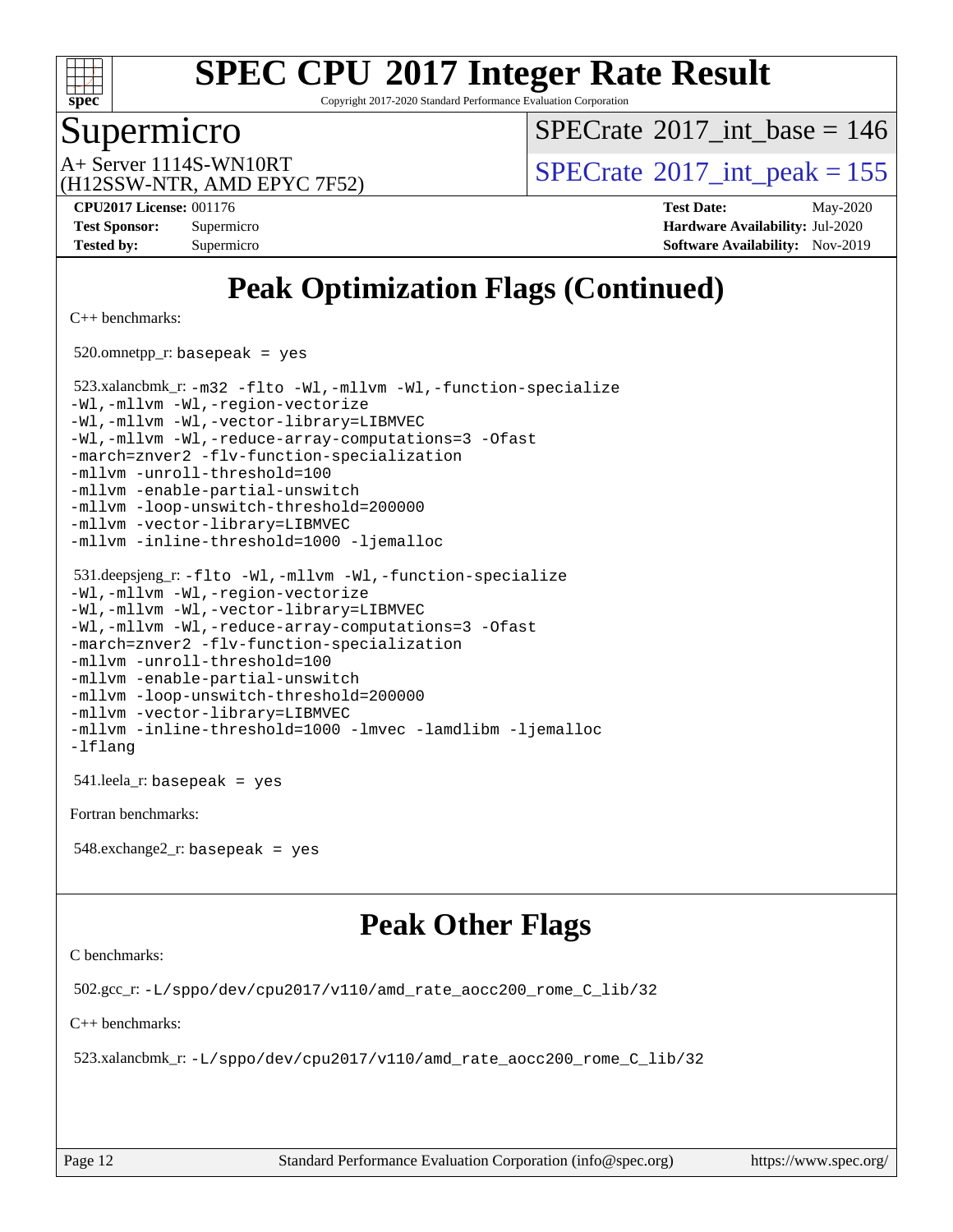# SPEC CPU 2017 Integer Rate Result

Copyright 2017-2020 Standard Performance Evaluation Corporation

## Supermicro

A+ Server 1114S-WN10RT
(H12SSW-NTR, AMD EPYC 7F52)

SPECrate 2017_int_base = 146

SPECrate 2017_int_peak = 155

**CPU2017 License:** 001176
**Test Sponsor:** Supermicro
**Tested by:** Supermicro

**Test Date:** May-2020
**Hardware Availability:** Jul-2020
**Software Availability:** Nov-2019

## Peak Optimization Flags (Continued)

C++ benchmarks:

520.omnetpp_r: `basepeak = yes`

523.xalancbmk_r:
```
-m32 -flto -Wl,-mllvm -Wl,-function-specialize
-Wl,-mllvm -Wl,-region-vectorize
-Wl,-mllvm -Wl,-vector-library=LIBMVEC
-Wl,-mllvm -Wl,-reduce-array-computations=3 -Ofast
-march=znver2 -flv-function-specialization
-mllvm -unroll-threshold=100
-mllvm -enable-partial-unswitch
-mllvm -loop-unswitch-threshold=200000
-mllvm -vector-library=LIBMVEC
-mllvm -inline-threshold=1000 -ljemalloc
```

531.deepsjeng_r:
```
-flto -Wl,-mllvm -Wl,-function-specialize
-Wl,-mllvm -Wl,-region-vectorize
-Wl,-mllvm -Wl,-vector-library=LIBMVEC
-Wl,-mllvm -Wl,-reduce-array-computations=3 -Ofast
-march=znver2 -flv-function-specialization
-mllvm -unroll-threshold=100
-mllvm -enable-partial-unswitch
-mllvm -loop-unswitch-threshold=200000
-mllvm -vector-library=LIBMVEC
-mllvm -inline-threshold=1000 -lmvec -lamdlibm -ljemalloc
-lflang
```

541.leela_r: `basepeak = yes`

Fortran benchmarks:

548.exchange2_r: `basepeak = yes`

## Peak Other Flags

C benchmarks:

502.gcc_r: `-L/sppo/dev/cpu2017/v110/amd_rate_aocc200_rome_C_lib/32`

C++ benchmarks:

523.xalancbmk_r: `-L/sppo/dev/cpu2017/v110/amd_rate_aocc200_rome_C_lib/32`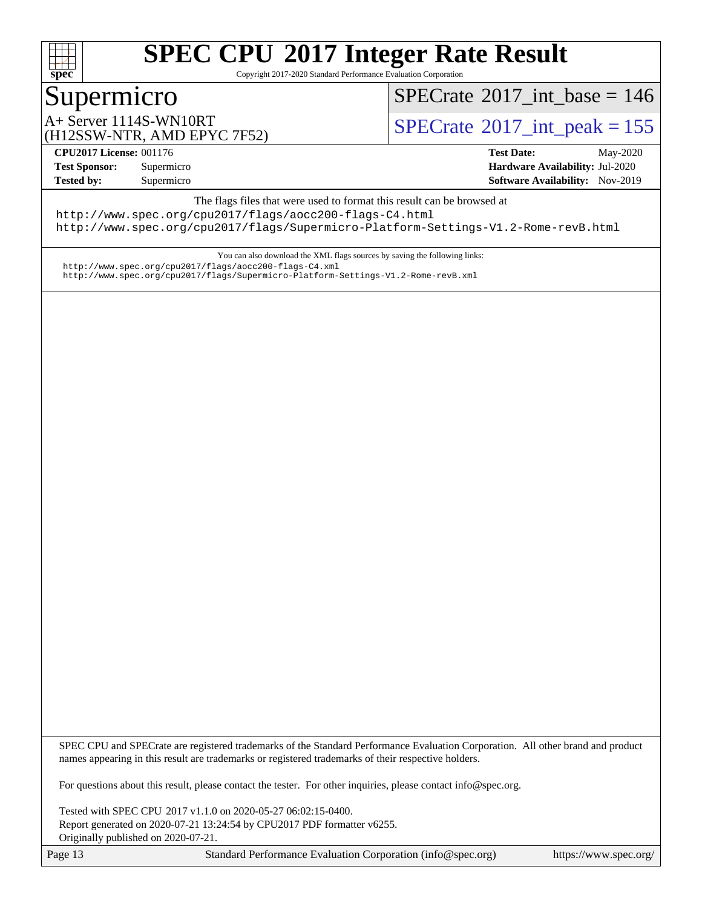The flags files that were used to format this result can be browsed at

http://www.spec.org/cpu2017/flags/aocc200-flags-C4.html
http://www.spec.org/cpu2017/flags/Supermicro-Platform-Settings-V1.2-Rome-revB.html

You can also download the XML flags sources by saving the following links:

http://www.spec.org/cpu2017/flags/aocc200-flags-C4.xml
http://www.spec.org/cpu2017/flags/Supermicro-Platform-Settings-V1.2-Rome-revB.xml

SPEC CPU and SPECrate are registered trademarks of the Standard Performance Evaluation Corporation. All other brand and product names appearing in this result are trademarks or registered trademarks of their respective holders.

For questions about this result, please contact the tester. For other inquiries, please contact info@spec.org.

Tested with SPEC CPU 2017 v1.1.0 on 2020-05-27 06:02:15-0400.
Report generated on 2020-07-21 13:24:54 by CPU2017 PDF formatter v6255.
Originally published on 2020-07-21.